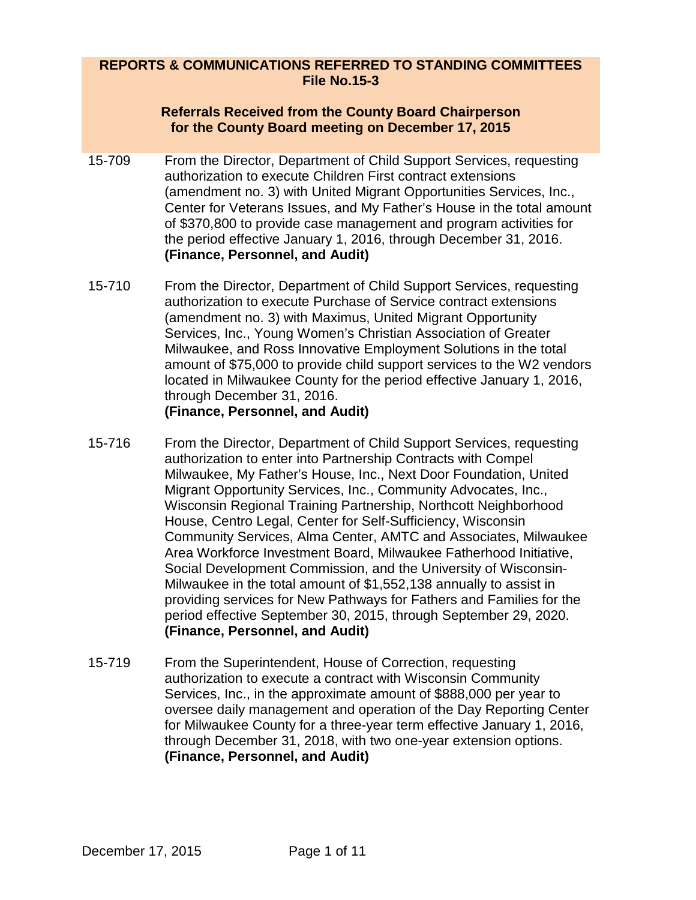## REPORTS & COMMUNICATIONS REFERRED TO STANDING COMMITTEES
## File No.15-3

### Referrals Received from the County Board Chairperson for the County Board meeting on December 17, 2015

15-709 From the Director, Department of Child Support Services, requesting authorization to execute Children First contract extensions (amendment no. 3) with United Migrant Opportunities Services, Inc., Center for Veterans Issues, and My Father's House in the total amount of $370,800 to provide case management and program activities for the period effective January 1, 2016, through December 31, 2016. **(Finance, Personnel, and Audit)**

15-710 From the Director, Department of Child Support Services, requesting authorization to execute Purchase of Service contract extensions (amendment no. 3) with Maximus, United Migrant Opportunity Services, Inc., Young Women's Christian Association of Greater Milwaukee, and Ross Innovative Employment Solutions in the total amount of $75,000 to provide child support services to the W2 vendors located in Milwaukee County for the period effective January 1, 2016, through December 31, 2016.
**(Finance, Personnel, and Audit)**

15-716 From the Director, Department of Child Support Services, requesting authorization to enter into Partnership Contracts with Compel Milwaukee, My Father's House, Inc., Next Door Foundation, United Migrant Opportunity Services, Inc., Community Advocates, Inc., Wisconsin Regional Training Partnership, Northcott Neighborhood House, Centro Legal, Center for Self-Sufficiency, Wisconsin Community Services, Alma Center, AMTC and Associates, Milwaukee Area Workforce Investment Board, Milwaukee Fatherhood Initiative, Social Development Commission, and the University of Wisconsin-Milwaukee in the total amount of $1,552,138 annually to assist in providing services for New Pathways for Fathers and Families for the period effective September 30, 2015, through September 29, 2020. **(Finance, Personnel, and Audit)**

15-719 From the Superintendent, House of Correction, requesting authorization to execute a contract with Wisconsin Community Services, Inc., in the approximate amount of $888,000 per year to oversee daily management and operation of the Day Reporting Center for Milwaukee County for a three-year term effective January 1, 2016, through December 31, 2018, with two one-year extension options. **(Finance, Personnel, and Audit)**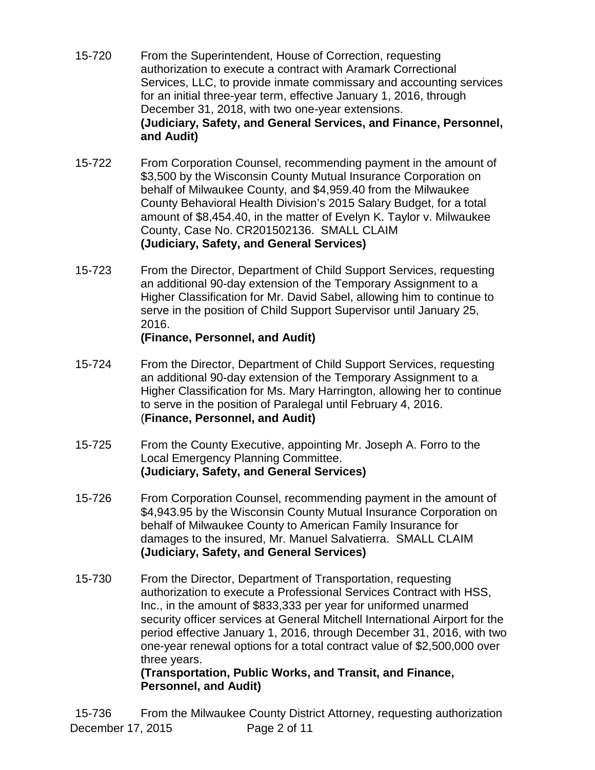15-720 From the Superintendent, House of Correction, requesting authorization to execute a contract with Aramark Correctional Services, LLC, to provide inmate commissary and accounting services for an initial three-year term, effective January 1, 2016, through December 31, 2018, with two one-year extensions.
**(Judiciary, Safety, and General Services, and Finance, Personnel, and Audit)**

15-722 From Corporation Counsel, recommending payment in the amount of $3,500 by the Wisconsin County Mutual Insurance Corporation on behalf of Milwaukee County, and $4,959.40 from the Milwaukee County Behavioral Health Division's 2015 Salary Budget, for a total amount of $8,454.40, in the matter of Evelyn K. Taylor v. Milwaukee County, Case No. CR201502136. SMALL CLAIM
**(Judiciary, Safety, and General Services)**

15-723 From the Director, Department of Child Support Services, requesting an additional 90-day extension of the Temporary Assignment to a Higher Classification for Mr. David Sabel, allowing him to continue to serve in the position of Child Support Supervisor until January 25, 2016.
**(Finance, Personnel, and Audit)**

15-724 From the Director, Department of Child Support Services, requesting an additional 90-day extension of the Temporary Assignment to a Higher Classification for Ms. Mary Harrington, allowing her to continue to serve in the position of Paralegal until February 4, 2016.
(**Finance, Personnel, and Audit)**

15-725 From the County Executive, appointing Mr. Joseph A. Forro to the Local Emergency Planning Committee.
**(Judiciary, Safety, and General Services)**

15-726 From Corporation Counsel, recommending payment in the amount of $4,943.95 by the Wisconsin County Mutual Insurance Corporation on behalf of Milwaukee County to American Family Insurance for damages to the insured, Mr. Manuel Salvatierra. SMALL CLAIM
**(Judiciary, Safety, and General Services)**

15-730 From the Director, Department of Transportation, requesting authorization to execute a Professional Services Contract with HSS, Inc., in the amount of $833,333 per year for uniformed unarmed security officer services at General Mitchell International Airport for the period effective January 1, 2016, through December 31, 2016, with two one-year renewal options for a total contract value of $2,500,000 over three years.
**(Transportation, Public Works, and Transit, and Finance, Personnel, and Audit)**

15-736 From the Milwaukee County District Attorney, requesting authorization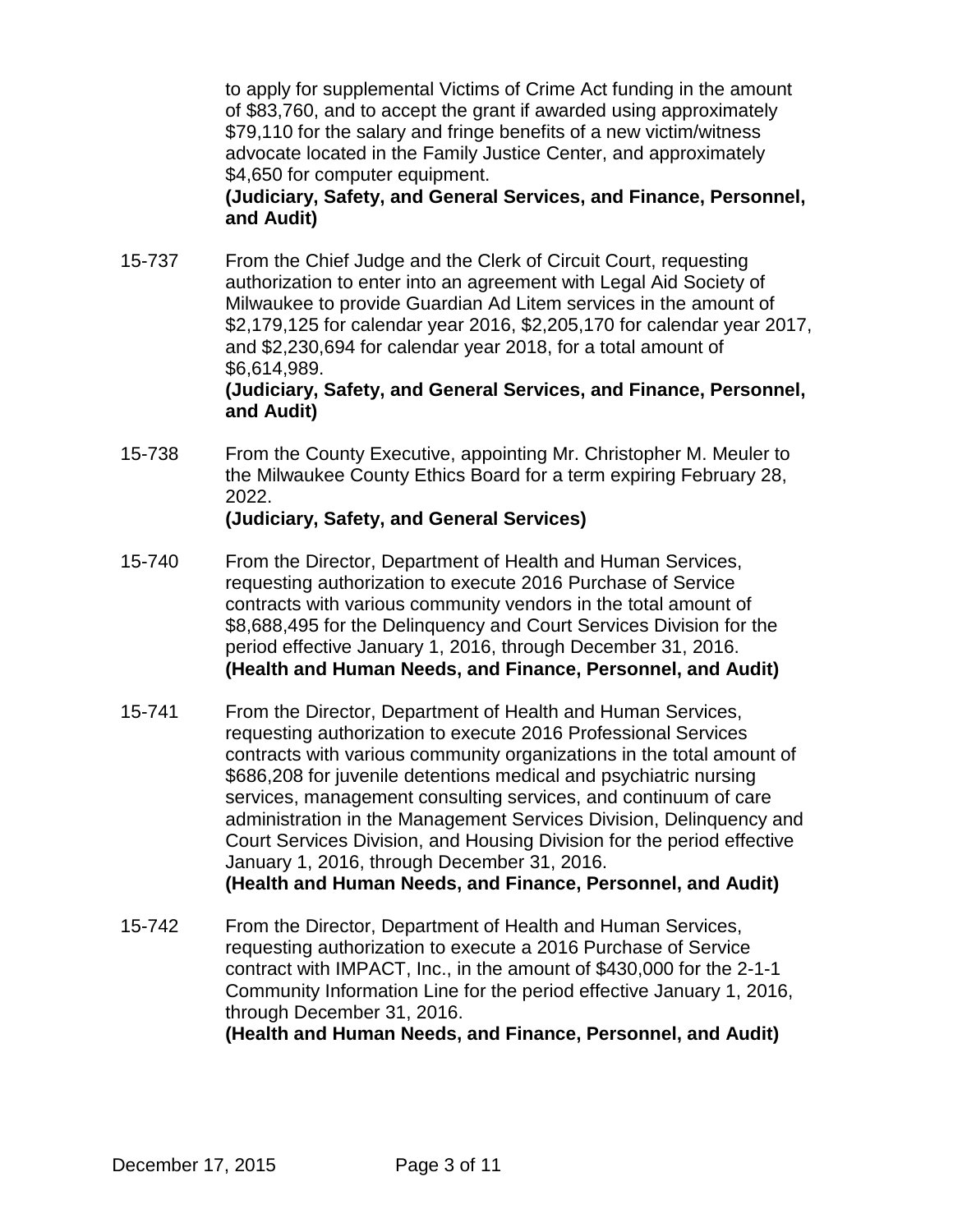to apply for supplemental Victims of Crime Act funding in the amount of $83,760, and to accept the grant if awarded using approximately $79,110 for the salary and fringe benefits of a new victim/witness advocate located in the Family Justice Center, and approximately $4,650 for computer equipment.
**(Judiciary, Safety, and General Services, and Finance, Personnel, and Audit)**

15-737 From the Chief Judge and the Clerk of Circuit Court, requesting authorization to enter into an agreement with Legal Aid Society of Milwaukee to provide Guardian Ad Litem services in the amount of $2,179,125 for calendar year 2016, $2,205,170 for calendar year 2017, and $2,230,694 for calendar year 2018, for a total amount of $6,614,989.
**(Judiciary, Safety, and General Services, and Finance, Personnel, and Audit)**

15-738 From the County Executive, appointing Mr. Christopher M. Meuler to the Milwaukee County Ethics Board for a term expiring February 28, 2022.
**(Judiciary, Safety, and General Services)**

15-740 From the Director, Department of Health and Human Services, requesting authorization to execute 2016 Purchase of Service contracts with various community vendors in the total amount of $8,688,495 for the Delinquency and Court Services Division for the period effective January 1, 2016, through December 31, 2016.
**(Health and Human Needs, and Finance, Personnel, and Audit)**

15-741 From the Director, Department of Health and Human Services, requesting authorization to execute 2016 Professional Services contracts with various community organizations in the total amount of $686,208 for juvenile detentions medical and psychiatric nursing services, management consulting services, and continuum of care administration in the Management Services Division, Delinquency and Court Services Division, and Housing Division for the period effective January 1, 2016, through December 31, 2016.
**(Health and Human Needs, and Finance, Personnel, and Audit)**

15-742 From the Director, Department of Health and Human Services, requesting authorization to execute a 2016 Purchase of Service contract with IMPACT, Inc., in the amount of $430,000 for the 2-1-1 Community Information Line for the period effective January 1, 2016, through December 31, 2016.
**(Health and Human Needs, and Finance, Personnel, and Audit)**

December 17, 2015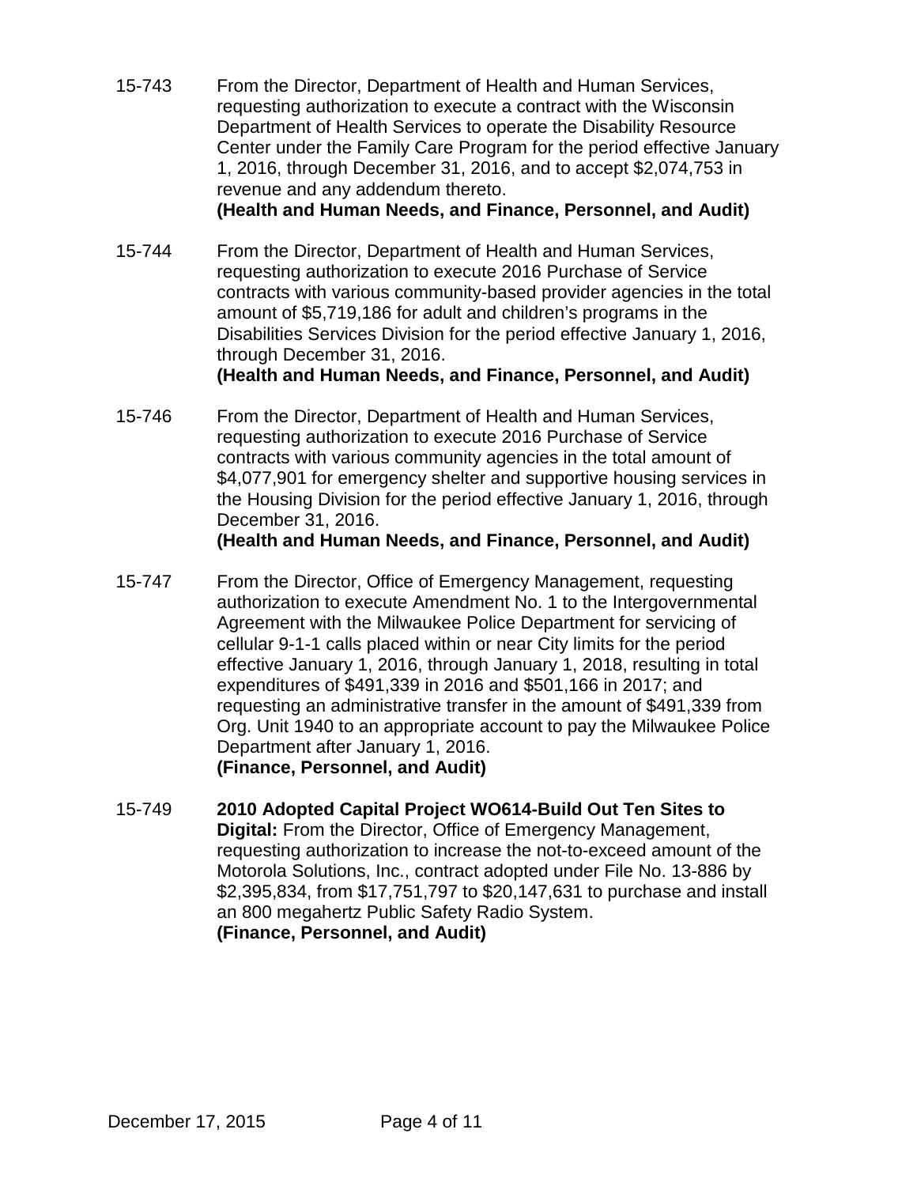15-743 From the Director, Department of Health and Human Services, requesting authorization to execute a contract with the Wisconsin Department of Health Services to operate the Disability Resource Center under the Family Care Program for the period effective January 1, 2016, through December 31, 2016, and to accept $2,074,753 in revenue and any addendum thereto.
**(Health and Human Needs, and Finance, Personnel, and Audit)**

15-744 From the Director, Department of Health and Human Services, requesting authorization to execute 2016 Purchase of Service contracts with various community-based provider agencies in the total amount of $5,719,186 for adult and children's programs in the Disabilities Services Division for the period effective January 1, 2016, through December 31, 2016.
**(Health and Human Needs, and Finance, Personnel, and Audit)**

15-746 From the Director, Department of Health and Human Services, requesting authorization to execute 2016 Purchase of Service contracts with various community agencies in the total amount of $4,077,901 for emergency shelter and supportive housing services in the Housing Division for the period effective January 1, 2016, through December 31, 2016.
**(Health and Human Needs, and Finance, Personnel, and Audit)**

15-747 From the Director, Office of Emergency Management, requesting authorization to execute Amendment No. 1 to the Intergovernmental Agreement with the Milwaukee Police Department for servicing of cellular 9-1-1 calls placed within or near City limits for the period effective January 1, 2016, through January 1, 2018, resulting in total expenditures of $491,339 in 2016 and $501,166 in 2017; and requesting an administrative transfer in the amount of $491,339 from Org. Unit 1940 to an appropriate account to pay the Milwaukee Police Department after January 1, 2016.
**(Finance, Personnel, and Audit)**

15-749 **2010 Adopted Capital Project WO614-Build Out Ten Sites to Digital:** From the Director, Office of Emergency Management, requesting authorization to increase the not-to-exceed amount of the Motorola Solutions, Inc., contract adopted under File No. 13-886 by $2,395,834, from $17,751,797 to $20,147,631 to purchase and install an 800 megahertz Public Safety Radio System.
**(Finance, Personnel, and Audit)**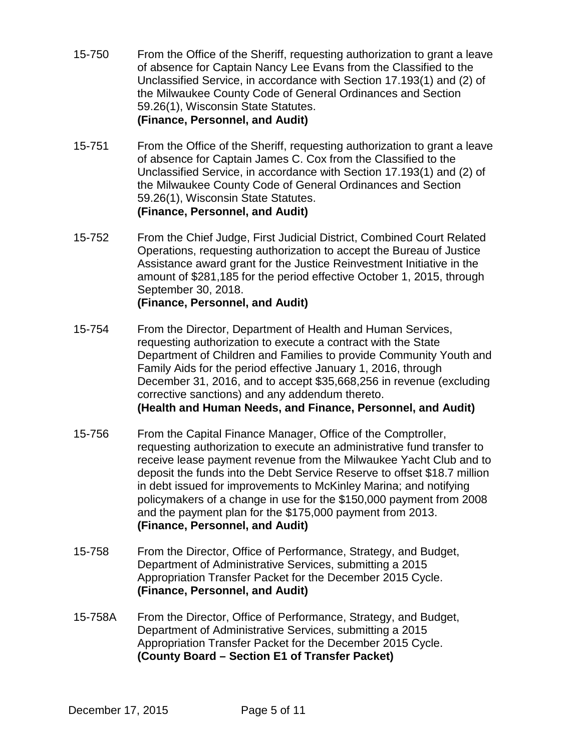15-750 From the Office of the Sheriff, requesting authorization to grant a leave of absence for Captain Nancy Lee Evans from the Classified to the Unclassified Service, in accordance with Section 17.193(1) and (2) of the Milwaukee County Code of General Ordinances and Section 59.26(1), Wisconsin State Statutes.
**(Finance, Personnel, and Audit)**

15-751 From the Office of the Sheriff, requesting authorization to grant a leave of absence for Captain James C. Cox from the Classified to the Unclassified Service, in accordance with Section 17.193(1) and (2) of the Milwaukee County Code of General Ordinances and Section 59.26(1), Wisconsin State Statutes.
**(Finance, Personnel, and Audit)**

15-752 From the Chief Judge, First Judicial District, Combined Court Related Operations, requesting authorization to accept the Bureau of Justice Assistance award grant for the Justice Reinvestment Initiative in the amount of $281,185 for the period effective October 1, 2015, through September 30, 2018.
**(Finance, Personnel, and Audit)**

15-754 From the Director, Department of Health and Human Services, requesting authorization to execute a contract with the State Department of Children and Families to provide Community Youth and Family Aids for the period effective January 1, 2016, through December 31, 2016, and to accept $35,668,256 in revenue (excluding corrective sanctions) and any addendum thereto.
**(Health and Human Needs, and Finance, Personnel, and Audit)**

15-756 From the Capital Finance Manager, Office of the Comptroller, requesting authorization to execute an administrative fund transfer to receive lease payment revenue from the Milwaukee Yacht Club and to deposit the funds into the Debt Service Reserve to offset $18.7 million in debt issued for improvements to McKinley Marina; and notifying policymakers of a change in use for the $150,000 payment from 2008 and the payment plan for the $175,000 payment from 2013.
**(Finance, Personnel, and Audit)**

15-758 From the Director, Office of Performance, Strategy, and Budget, Department of Administrative Services, submitting a 2015 Appropriation Transfer Packet for the December 2015 Cycle.
**(Finance, Personnel, and Audit)**

15-758A From the Director, Office of Performance, Strategy, and Budget, Department of Administrative Services, submitting a 2015 Appropriation Transfer Packet for the December 2015 Cycle.
**(County Board – Section E1 of Transfer Packet)**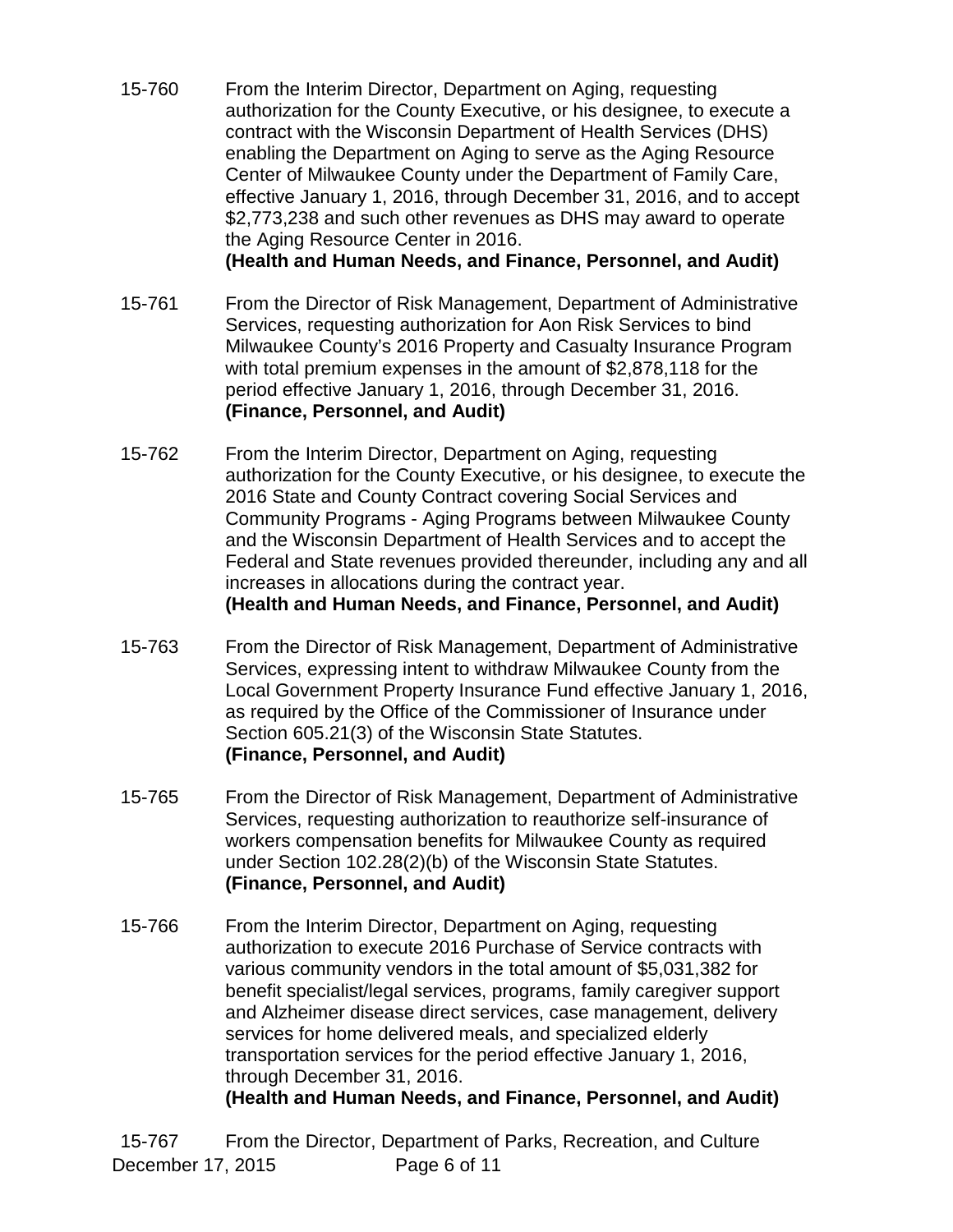15-760 From the Interim Director, Department on Aging, requesting authorization for the County Executive, or his designee, to execute a contract with the Wisconsin Department of Health Services (DHS) enabling the Department on Aging to serve as the Aging Resource Center of Milwaukee County under the Department of Family Care, effective January 1, 2016, through December 31, 2016, and to accept $2,773,238 and such other revenues as DHS may award to operate the Aging Resource Center in 2016.
**(Health and Human Needs, and Finance, Personnel, and Audit)**

15-761 From the Director of Risk Management, Department of Administrative Services, requesting authorization for Aon Risk Services to bind Milwaukee County's 2016 Property and Casualty Insurance Program with total premium expenses in the amount of $2,878,118 for the period effective January 1, 2016, through December 31, 2016.
**(Finance, Personnel, and Audit)**

15-762 From the Interim Director, Department on Aging, requesting authorization for the County Executive, or his designee, to execute the 2016 State and County Contract covering Social Services and Community Programs - Aging Programs between Milwaukee County and the Wisconsin Department of Health Services and to accept the Federal and State revenues provided thereunder, including any and all increases in allocations during the contract year.
**(Health and Human Needs, and Finance, Personnel, and Audit)**

15-763 From the Director of Risk Management, Department of Administrative Services, expressing intent to withdraw Milwaukee County from the Local Government Property Insurance Fund effective January 1, 2016, as required by the Office of the Commissioner of Insurance under Section 605.21(3) of the Wisconsin State Statutes.
**(Finance, Personnel, and Audit)**

15-765 From the Director of Risk Management, Department of Administrative Services, requesting authorization to reauthorize self-insurance of workers compensation benefits for Milwaukee County as required under Section 102.28(2)(b) of the Wisconsin State Statutes.
**(Finance, Personnel, and Audit)**

15-766 From the Interim Director, Department on Aging, requesting authorization to execute 2016 Purchase of Service contracts with various community vendors in the total amount of $5,031,382 for benefit specialist/legal services, programs, family caregiver support and Alzheimer disease direct services, case management, delivery services for home delivered meals, and specialized elderly transportation services for the period effective January 1, 2016, through December 31, 2016.
**(Health and Human Needs, and Finance, Personnel, and Audit)**

15-767 From the Director, Department of Parks, Recreation, and Culture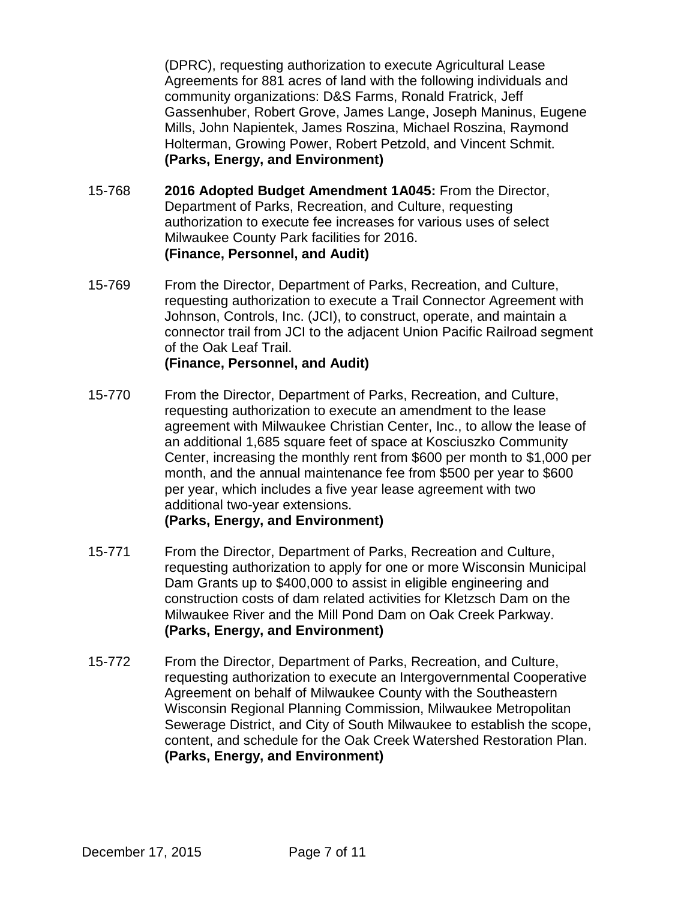(DPRC), requesting authorization to execute Agricultural Lease Agreements for 881 acres of land with the following individuals and community organizations: D&S Farms, Ronald Fratrick, Jeff Gassenhuber, Robert Grove, James Lange, Joseph Maninus, Eugene Mills, John Napientek, James Roszina, Michael Roszina, Raymond Holterman, Growing Power, Robert Petzold, and Vincent Schmit.
**(Parks, Energy, and Environment)**

15-768 **2016 Adopted Budget Amendment 1A045:** From the Director, Department of Parks, Recreation, and Culture, requesting authorization to execute fee increases for various uses of select Milwaukee County Park facilities for 2016.
**(Finance, Personnel, and Audit)**

15-769 From the Director, Department of Parks, Recreation, and Culture, requesting authorization to execute a Trail Connector Agreement with Johnson, Controls, Inc. (JCI), to construct, operate, and maintain a connector trail from JCI to the adjacent Union Pacific Railroad segment of the Oak Leaf Trail.
**(Finance, Personnel, and Audit)**

15-770 From the Director, Department of Parks, Recreation, and Culture, requesting authorization to execute an amendment to the lease agreement with Milwaukee Christian Center, Inc., to allow the lease of an additional 1,685 square feet of space at Kosciuszko Community Center, increasing the monthly rent from $600 per month to $1,000 per month, and the annual maintenance fee from $500 per year to $600 per year, which includes a five year lease agreement with two additional two-year extensions.
**(Parks, Energy, and Environment)**

15-771 From the Director, Department of Parks, Recreation and Culture, requesting authorization to apply for one or more Wisconsin Municipal Dam Grants up to $400,000 to assist in eligible engineering and construction costs of dam related activities for Kletzsch Dam on the Milwaukee River and the Mill Pond Dam on Oak Creek Parkway.
**(Parks, Energy, and Environment)**

15-772 From the Director, Department of Parks, Recreation, and Culture, requesting authorization to execute an Intergovernmental Cooperative Agreement on behalf of Milwaukee County with the Southeastern Wisconsin Regional Planning Commission, Milwaukee Metropolitan Sewerage District, and City of South Milwaukee to establish the scope, content, and schedule for the Oak Creek Watershed Restoration Plan.
**(Parks, Energy, and Environment)**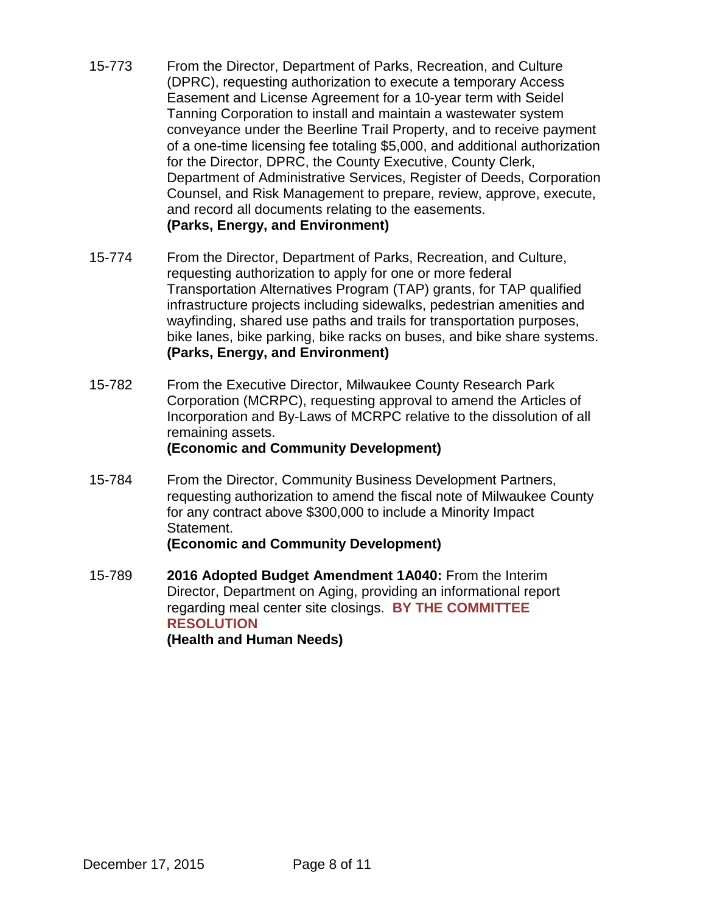15-773 From the Director, Department of Parks, Recreation, and Culture (DPRC), requesting authorization to execute a temporary Access Easement and License Agreement for a 10-year term with Seidel Tanning Corporation to install and maintain a wastewater system conveyance under the Beerline Trail Property, and to receive payment of a one-time licensing fee totaling $5,000, and additional authorization for the Director, DPRC, the County Executive, County Clerk, Department of Administrative Services, Register of Deeds, Corporation Counsel, and Risk Management to prepare, review, approve, execute, and record all documents relating to the easements.
**(Parks, Energy, and Environment)**

15-774 From the Director, Department of Parks, Recreation, and Culture, requesting authorization to apply for one or more federal Transportation Alternatives Program (TAP) grants, for TAP qualified infrastructure projects including sidewalks, pedestrian amenities and wayfinding, shared use paths and trails for transportation purposes, bike lanes, bike parking, bike racks on buses, and bike share systems.
**(Parks, Energy, and Environment)**

15-782 From the Executive Director, Milwaukee County Research Park Corporation (MCRPC), requesting approval to amend the Articles of Incorporation and By-Laws of MCRPC relative to the dissolution of all remaining assets.
**(Economic and Community Development)**

15-784 From the Director, Community Business Development Partners, requesting authorization to amend the fiscal note of Milwaukee County for any contract above $300,000 to include a Minority Impact Statement.
**(Economic and Community Development)**

15-789 **2016 Adopted Budget Amendment 1A040:** From the Interim Director, Department on Aging, providing an informational report regarding meal center site closings. **BY THE COMMITTEE RESOLUTION**
**(Health and Human Needs)**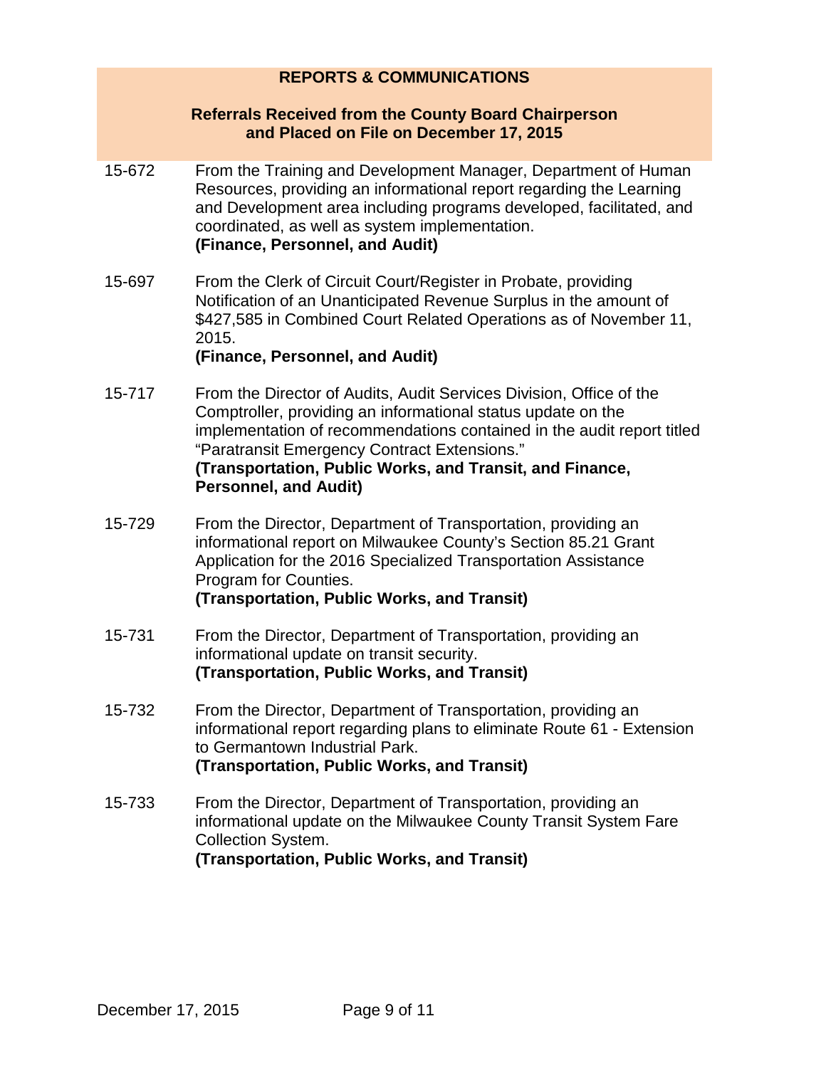## REPORTS & COMMUNICATIONS

### Referrals Received from the County Board Chairperson and Placed on File on December 17, 2015

15-672 From the Training and Development Manager, Department of Human Resources, providing an informational report regarding the Learning and Development area including programs developed, facilitated, and coordinated, as well as system implementation.
**(Finance, Personnel, and Audit)**

15-697 From the Clerk of Circuit Court/Register in Probate, providing Notification of an Unanticipated Revenue Surplus in the amount of $427,585 in Combined Court Related Operations as of November 11, 2015.
**(Finance, Personnel, and Audit)**

15-717 From the Director of Audits, Audit Services Division, Office of the Comptroller, providing an informational status update on the implementation of recommendations contained in the audit report titled "Paratransit Emergency Contract Extensions."
**(Transportation, Public Works, and Transit, and Finance, Personnel, and Audit)**

15-729 From the Director, Department of Transportation, providing an informational report on Milwaukee County's Section 85.21 Grant Application for the 2016 Specialized Transportation Assistance Program for Counties.
**(Transportation, Public Works, and Transit)**

15-731 From the Director, Department of Transportation, providing an informational update on transit security.
**(Transportation, Public Works, and Transit)**

15-732 From the Director, Department of Transportation, providing an informational report regarding plans to eliminate Route 61 - Extension to Germantown Industrial Park.
**(Transportation, Public Works, and Transit)**

15-733 From the Director, Department of Transportation, providing an informational update on the Milwaukee County Transit System Fare Collection System.
**(Transportation, Public Works, and Transit)**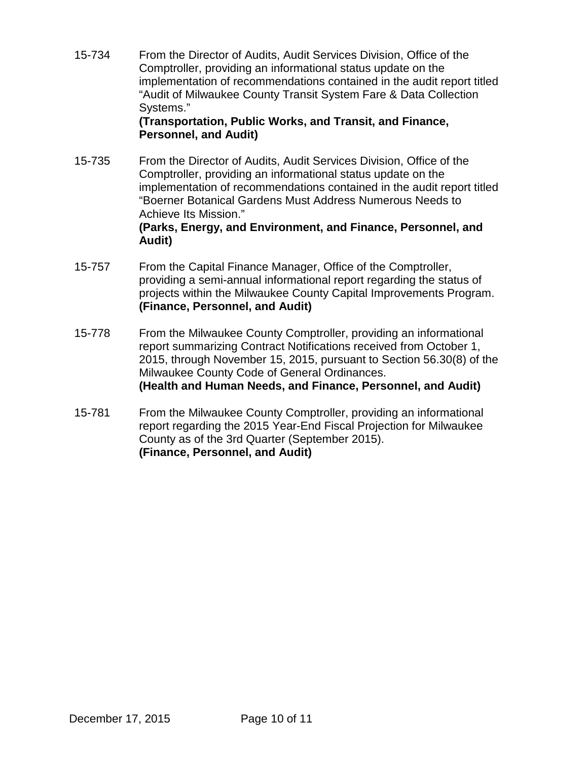15-734 From the Director of Audits, Audit Services Division, Office of the Comptroller, providing an informational status update on the implementation of recommendations contained in the audit report titled "Audit of Milwaukee County Transit System Fare & Data Collection Systems."
**(Transportation, Public Works, and Transit, and Finance, Personnel, and Audit)**

15-735 From the Director of Audits, Audit Services Division, Office of the Comptroller, providing an informational status update on the implementation of recommendations contained in the audit report titled "Boerner Botanical Gardens Must Address Numerous Needs to Achieve Its Mission."
**(Parks, Energy, and Environment, and Finance, Personnel, and Audit)**

15-757 From the Capital Finance Manager, Office of the Comptroller, providing a semi-annual informational report regarding the status of projects within the Milwaukee County Capital Improvements Program.
**(Finance, Personnel, and Audit)**

15-778 From the Milwaukee County Comptroller, providing an informational report summarizing Contract Notifications received from October 1, 2015, through November 15, 2015, pursuant to Section 56.30(8) of the Milwaukee County Code of General Ordinances.
**(Health and Human Needs, and Finance, Personnel, and Audit)**

15-781 From the Milwaukee County Comptroller, providing an informational report regarding the 2015 Year-End Fiscal Projection for Milwaukee County as of the 3rd Quarter (September 2015).
**(Finance, Personnel, and Audit)**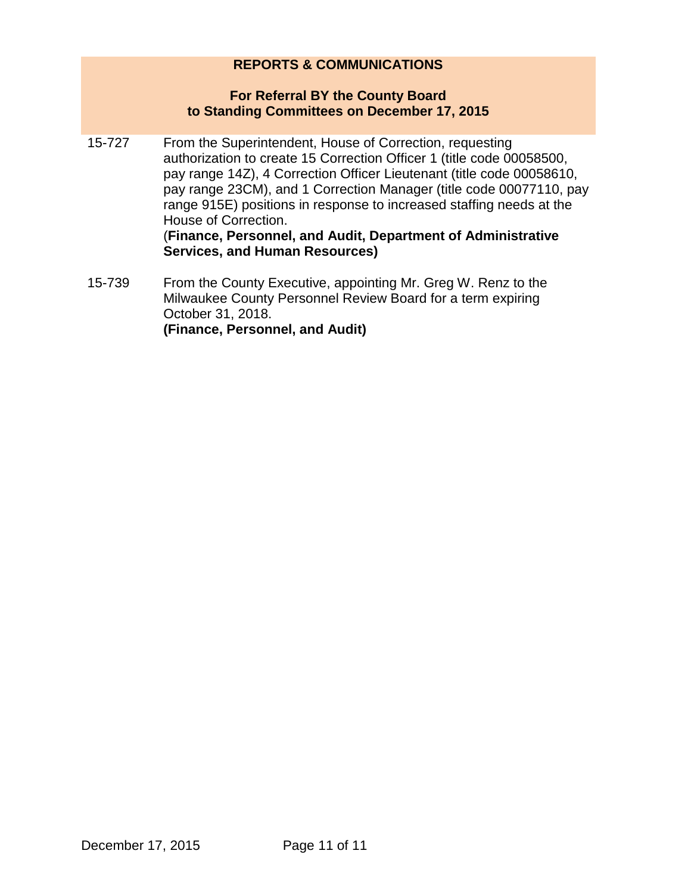## REPORTS & COMMUNICATIONS

### For Referral BY the County Board to Standing Committees on December 17, 2015

15-727 From the Superintendent, House of Correction, requesting authorization to create 15 Correction Officer 1 (title code 00058500, pay range 14Z), 4 Correction Officer Lieutenant (title code 00058610, pay range 23CM), and 1 Correction Manager (title code 00077110, pay range 915E) positions in response to increased staffing needs at the House of Correction.
**(Finance, Personnel, and Audit, Department of Administrative Services, and Human Resources)**

15-739 From the County Executive, appointing Mr. Greg W. Renz to the Milwaukee County Personnel Review Board for a term expiring October 31, 2018.
**(Finance, Personnel, and Audit)**